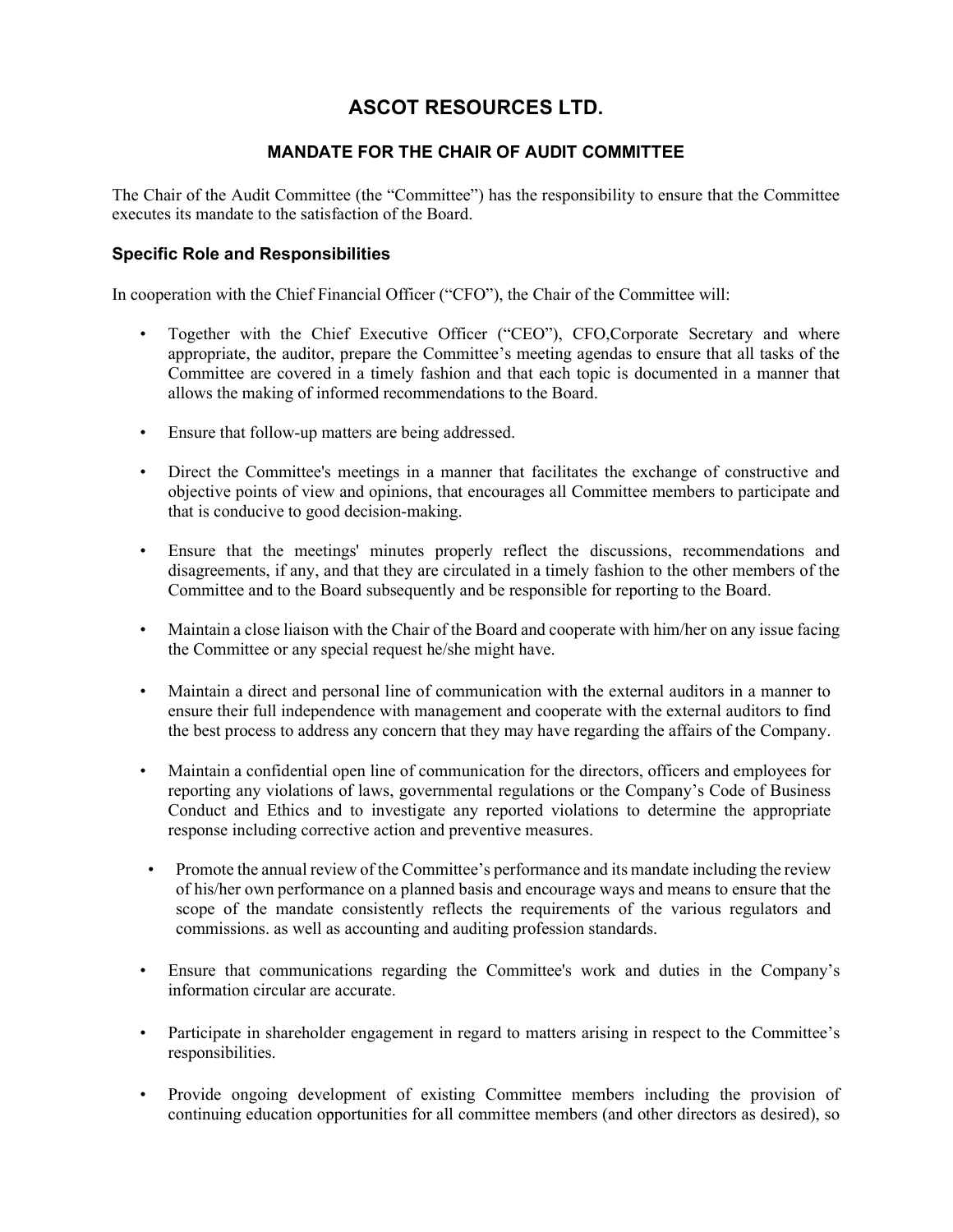# ASCOT RESOURCES LTD.

## MANDATE FOR THE CHAIR OF AUDIT COMMITTEE

The Chair of the Audit Committee (the "Committee") has the responsibility to ensure that the Committee executes its mandate to the satisfaction of the Board.

### Specific Role and Responsibilities

In cooperation with the Chief Financial Officer ("CFO"), the Chair of the Committee will:

- Together with the Chief Executive Officer ("CEO"), CFO,Corporate Secretary and where appropriate, the auditor, prepare the Committee's meeting agendas to ensure that all tasks of the Committee are covered in a timely fashion and that each topic is documented in a manner that allows the making of informed recommendations to the Board.
- Ensure that follow-up matters are being addressed.
- Direct the Committee's meetings in a manner that facilitates the exchange of constructive and objective points of view and opinions, that encourages all Committee members to participate and that is conducive to good decision-making.
- Ensure that the meetings' minutes properly reflect the discussions, recommendations and disagreements, if any, and that they are circulated in a timely fashion to the other members of the Committee and to the Board subsequently and be responsible for reporting to the Board.
- Maintain a close liaison with the Chair of the Board and cooperate with him/her on any issue facing the Committee or any special request he/she might have.
- Maintain a direct and personal line of communication with the external auditors in a manner to ensure their full independence with management and cooperate with the external auditors to find the best process to address any concern that they may have regarding the affairs of the Company.
- Maintain a confidential open line of communication for the directors, officers and employees for reporting any violations of laws, governmental regulations or the Company's Code of Business Conduct and Ethics and to investigate any reported violations to determine the appropriate response including corrective action and preventive measures.
- Promote the annual review of the Committee's performance and its mandate including the review of his/her own performance on a planned basis and encourage ways and means to ensure that the scope of the mandate consistently reflects the requirements of the various regulators and commissions. as well as accounting and auditing profession standards.
- Ensure that communications regarding the Committee's work and duties in the Company's information circular are accurate.
- Participate in shareholder engagement in regard to matters arising in respect to the Committee's responsibilities.
- Provide ongoing development of existing Committee members including the provision of continuing education opportunities for all committee members (and other directors as desired), so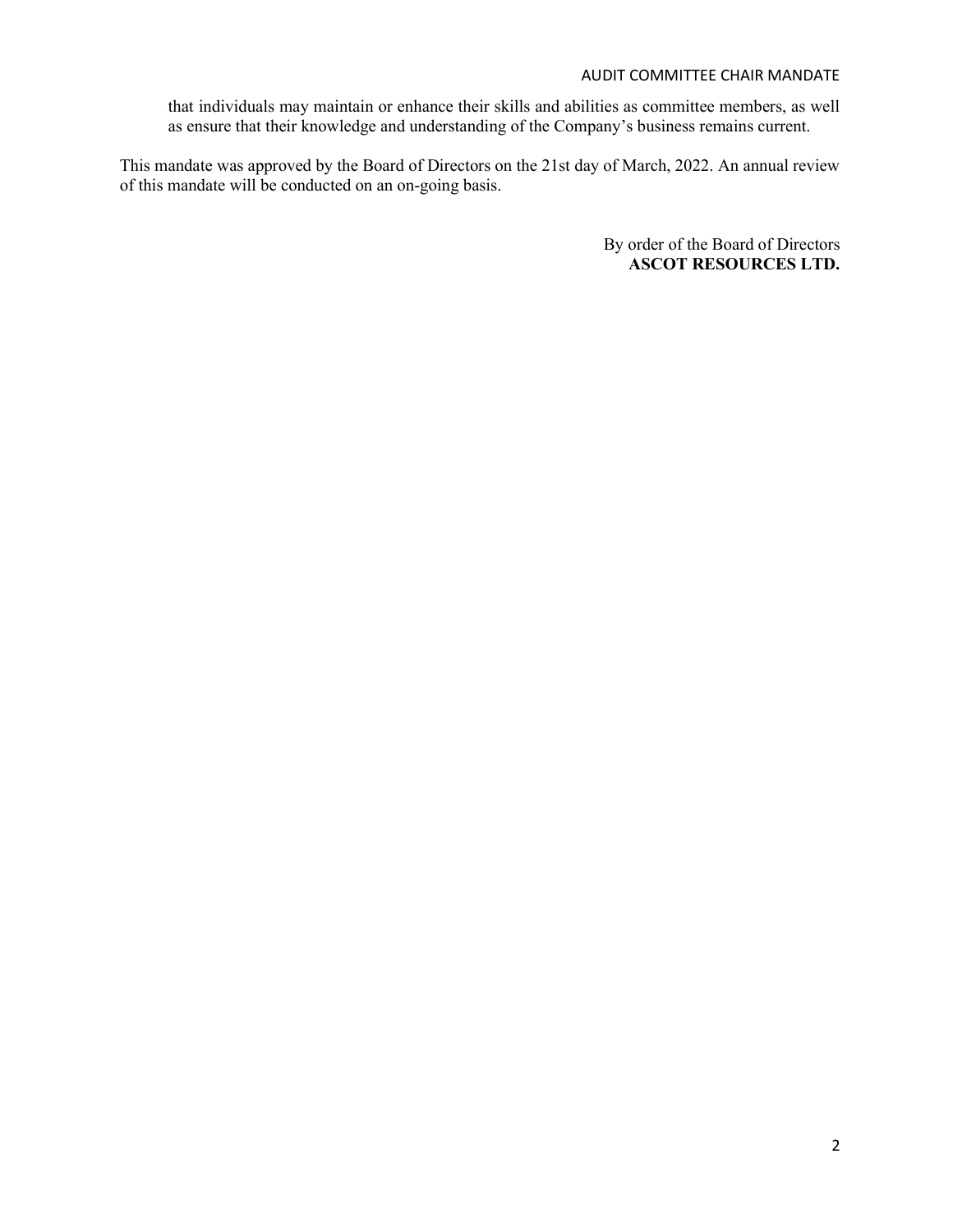that individuals may maintain or enhance their skills and abilities as committee members, as well as ensure that their knowledge and understanding of the Company's business remains current.

This mandate was approved by the Board of Directors on the 21st day of March, 2022. An annual review of this mandate will be conducted on an on-going basis.

By order of the Board of Directors
**ASCOT RESOURCES LTD.**